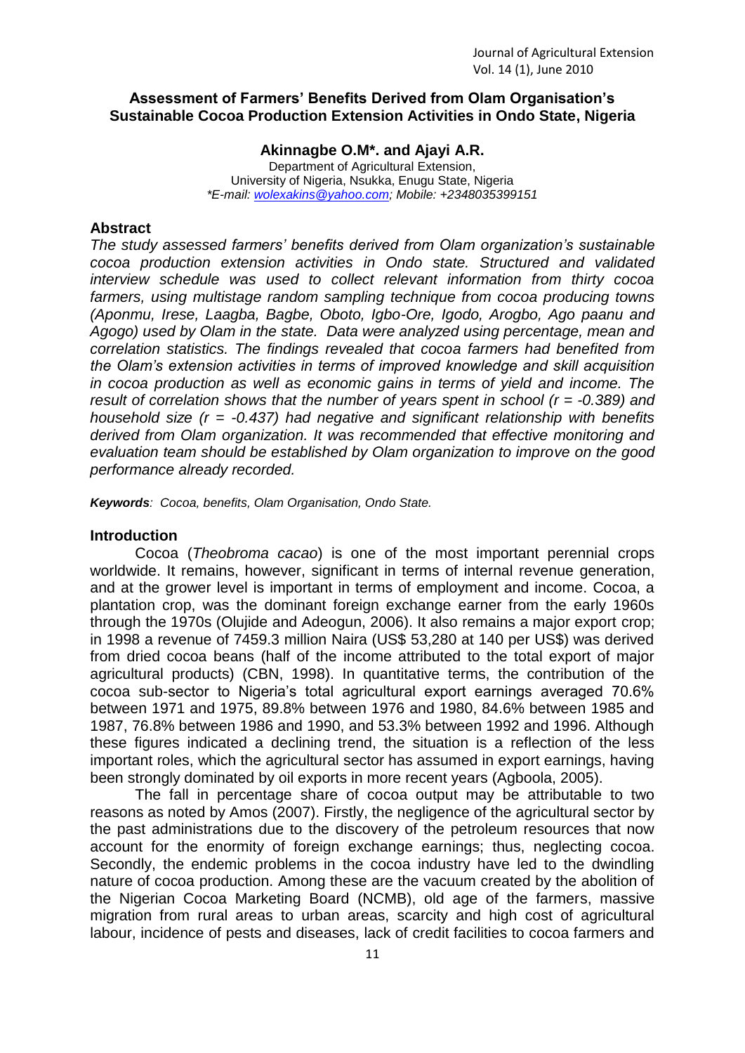## Assessment of Farmers' Benefits Derived from Olam Organisation's Sustainable Cocoa Production Extension Activities in Ondo State, Nigeria

**Akinnagbe O.M*. and Ajayi A.R.**

Department of Agricultural Extension,
University of Nigeria, Nsukka, Enugu State, Nigeria
*\*E-mail: wolexakins@yahoo.com; Mobile: +2348035399151*

### Abstract

*The study assessed farmers' benefits derived from Olam organization's sustainable cocoa production extension activities in Ondo state. Structured and validated interview schedule was used to collect relevant information from thirty cocoa farmers, using multistage random sampling technique from cocoa producing towns (Aponmu, Irese, Laagba, Bagbe, Oboto, Igbo-Ore, Igodo, Arogbo, Ago paanu and Agogo) used by Olam in the state. Data were analyzed using percentage, mean and correlation statistics. The findings revealed that cocoa farmers had benefited from the Olam's extension activities in terms of improved knowledge and skill acquisition in cocoa production as well as economic gains in terms of yield and income. The result of correlation shows that the number of years spent in school ($r = -0.389$) and household size ($r = -0.437$) had negative and significant relationship with benefits derived from Olam organization. It was recommended that effective monitoring and evaluation team should be established by Olam organization to improve on the good performance already recorded.*

***Keywords****: Cocoa, benefits, Olam Organisation, Ondo State.*

### Introduction

Cocoa (*Theobroma cacao*) is one of the most important perennial crops worldwide. It remains, however, significant in terms of internal revenue generation, and at the grower level is important in terms of employment and income. Cocoa, a plantation crop, was the dominant foreign exchange earner from the early 1960s through the 1970s (Olujide and Adeogun, 2006). It also remains a major export crop; in 1998 a revenue of 7459.3 million Naira (US$ 53,280 at 140 per US$) was derived from dried cocoa beans (half of the income attributed to the total export of major agricultural products) (CBN, 1998). In quantitative terms, the contribution of the cocoa sub-sector to Nigeria's total agricultural export earnings averaged 70.6% between 1971 and 1975, 89.8% between 1976 and 1980, 84.6% between 1985 and 1987, 76.8% between 1986 and 1990, and 53.3% between 1992 and 1996. Although these figures indicated a declining trend, the situation is a reflection of the less important roles, which the agricultural sector has assumed in export earnings, having been strongly dominated by oil exports in more recent years (Agboola, 2005).

The fall in percentage share of cocoa output may be attributable to two reasons as noted by Amos (2007). Firstly, the negligence of the agricultural sector by the past administrations due to the discovery of the petroleum resources that now account for the enormity of foreign exchange earnings; thus, neglecting cocoa. Secondly, the endemic problems in the cocoa industry have led to the dwindling nature of cocoa production. Among these are the vacuum created by the abolition of the Nigerian Cocoa Marketing Board (NCMB), old age of the farmers, massive migration from rural areas to urban areas, scarcity and high cost of agricultural labour, incidence of pests and diseases, lack of credit facilities to cocoa farmers and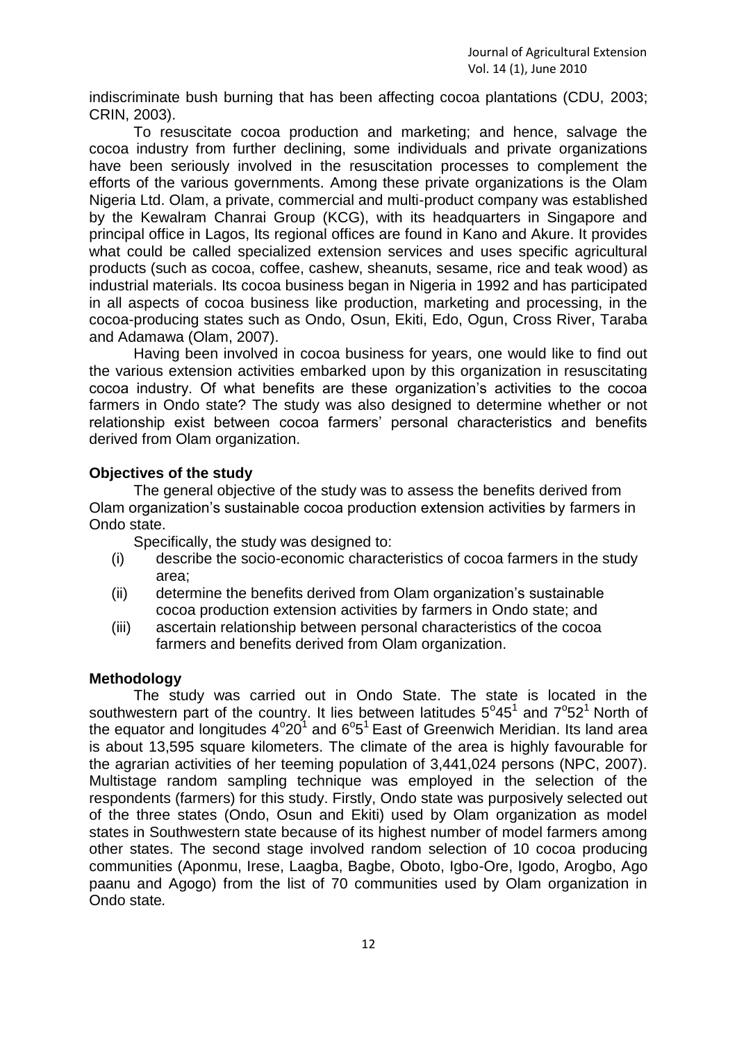indiscriminate bush burning that has been affecting cocoa plantations (CDU, 2003; CRIN, 2003).

To resuscitate cocoa production and marketing; and hence, salvage the cocoa industry from further declining, some individuals and private organizations have been seriously involved in the resuscitation processes to complement the efforts of the various governments. Among these private organizations is the Olam Nigeria Ltd. Olam, a private, commercial and multi-product company was established by the Kewalram Chanrai Group (KCG), with its headquarters in Singapore and principal office in Lagos, Its regional offices are found in Kano and Akure. It provides what could be called specialized extension services and uses specific agricultural products (such as cocoa, coffee, cashew, sheanuts, sesame, rice and teak wood) as industrial materials. Its cocoa business began in Nigeria in 1992 and has participated in all aspects of cocoa business like production, marketing and processing, in the cocoa-producing states such as Ondo, Osun, Ekiti, Edo, Ogun, Cross River, Taraba and Adamawa (Olam, 2007).

Having been involved in cocoa business for years, one would like to find out the various extension activities embarked upon by this organization in resuscitating cocoa industry. Of what benefits are these organization's activities to the cocoa farmers in Ondo state? The study was also designed to determine whether or not relationship exist between cocoa farmers' personal characteristics and benefits derived from Olam organization.

### Objectives of the study

The general objective of the study was to assess the benefits derived from Olam organization's sustainable cocoa production extension activities by farmers in Ondo state.

Specifically, the study was designed to:

(i) describe the socio-economic characteristics of cocoa farmers in the study area;

(ii) determine the benefits derived from Olam organization's sustainable cocoa production extension activities by farmers in Ondo state; and

(iii) ascertain relationship between personal characteristics of the cocoa farmers and benefits derived from Olam organization.

### Methodology

The study was carried out in Ondo State. The state is located in the southwestern part of the country. It lies between latitudes $5^{o}45^{1}$ and $7^{o}52^{1}$ North of the equator and longitudes $4^{o}20^{1}$ and $6^{o}5^{1}$ East of Greenwich Meridian. Its land area is about 13,595 square kilometers. The climate of the area is highly favourable for the agrarian activities of her teeming population of 3,441,024 persons (NPC, 2007). Multistage random sampling technique was employed in the selection of the respondents (farmers) for this study. Firstly, Ondo state was purposively selected out of the three states (Ondo, Osun and Ekiti) used by Olam organization as model states in Southwestern state because of its highest number of model farmers among other states. The second stage involved random selection of 10 cocoa producing communities (Aponmu, Irese, Laagba, Bagbe, Oboto, Igbo-Ore, Igodo, Arogbo, Ago paanu and Agogo) from the list of 70 communities used by Olam organization in Ondo state.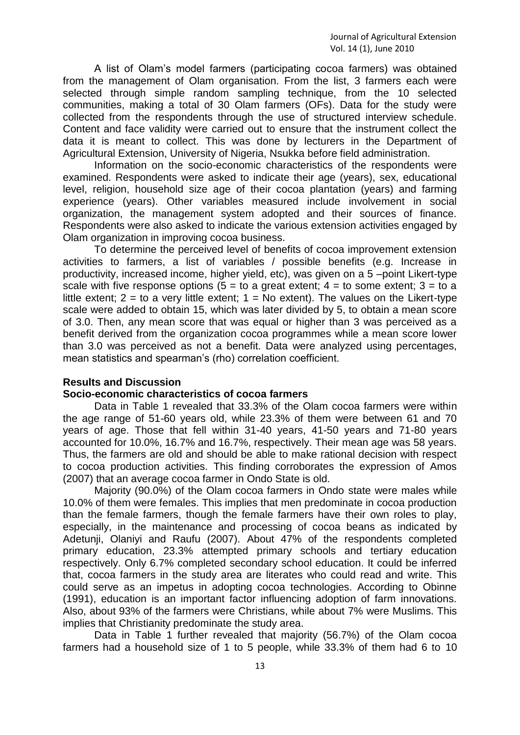A list of Olam's model farmers (participating cocoa farmers) was obtained from the management of Olam organisation. From the list, 3 farmers each were selected through simple random sampling technique, from the 10 selected communities, making a total of 30 Olam farmers (OFs). Data for the study were collected from the respondents through the use of structured interview schedule. Content and face validity were carried out to ensure that the instrument collect the data it is meant to collect. This was done by lecturers in the Department of Agricultural Extension, University of Nigeria, Nsukka before field administration.

Information on the socio-economic characteristics of the respondents were examined. Respondents were asked to indicate their age (years), sex, educational level, religion, household size age of their cocoa plantation (years) and farming experience (years). Other variables measured include involvement in social organization, the management system adopted and their sources of finance. Respondents were also asked to indicate the various extension activities engaged by Olam organization in improving cocoa business.

To determine the perceived level of benefits of cocoa improvement extension activities to farmers, a list of variables / possible benefits (e.g. Increase in productivity, increased income, higher yield, etc), was given on a 5 –point Likert-type scale with five response options (5 = to a great extent; 4 = to some extent; 3 = to a little extent; 2 = to a very little extent; 1 = No extent). The values on the Likert-type scale were added to obtain 15, which was later divided by 5, to obtain a mean score of 3.0. Then, any mean score that was equal or higher than 3 was perceived as a benefit derived from the organization cocoa programmes while a mean score lower than 3.0 was perceived as not a benefit. Data were analyzed using percentages, mean statistics and spearman's (rho) correlation coefficient.

## Results and Discussion

### Socio-economic characteristics of cocoa farmers

Data in Table 1 revealed that 33.3% of the Olam cocoa farmers were within the age range of 51-60 years old, while 23.3% of them were between 61 and 70 years of age. Those that fell within 31-40 years, 41-50 years and 71-80 years accounted for 10.0%, 16.7% and 16.7%, respectively. Their mean age was 58 years. Thus, the farmers are old and should be able to make rational decision with respect to cocoa production activities. This finding corroborates the expression of Amos (2007) that an average cocoa farmer in Ondo State is old.

Majority (90.0%) of the Olam cocoa farmers in Ondo state were males while 10.0% of them were females. This implies that men predominate in cocoa production than the female farmers, though the female farmers have their own roles to play, especially, in the maintenance and processing of cocoa beans as indicated by Adetunji, Olaniyi and Raufu (2007). About 47% of the respondents completed primary education, 23.3% attempted primary schools and tertiary education respectively. Only 6.7% completed secondary school education. It could be inferred that, cocoa farmers in the study area are literates who could read and write. This could serve as an impetus in adopting cocoa technologies. According to Obinne (1991), education is an important factor influencing adoption of farm innovations. Also, about 93% of the farmers were Christians, while about 7% were Muslims. This implies that Christianity predominate the study area.

Data in Table 1 further revealed that majority (56.7%) of the Olam cocoa farmers had a household size of 1 to 5 people, while 33.3% of them had 6 to 10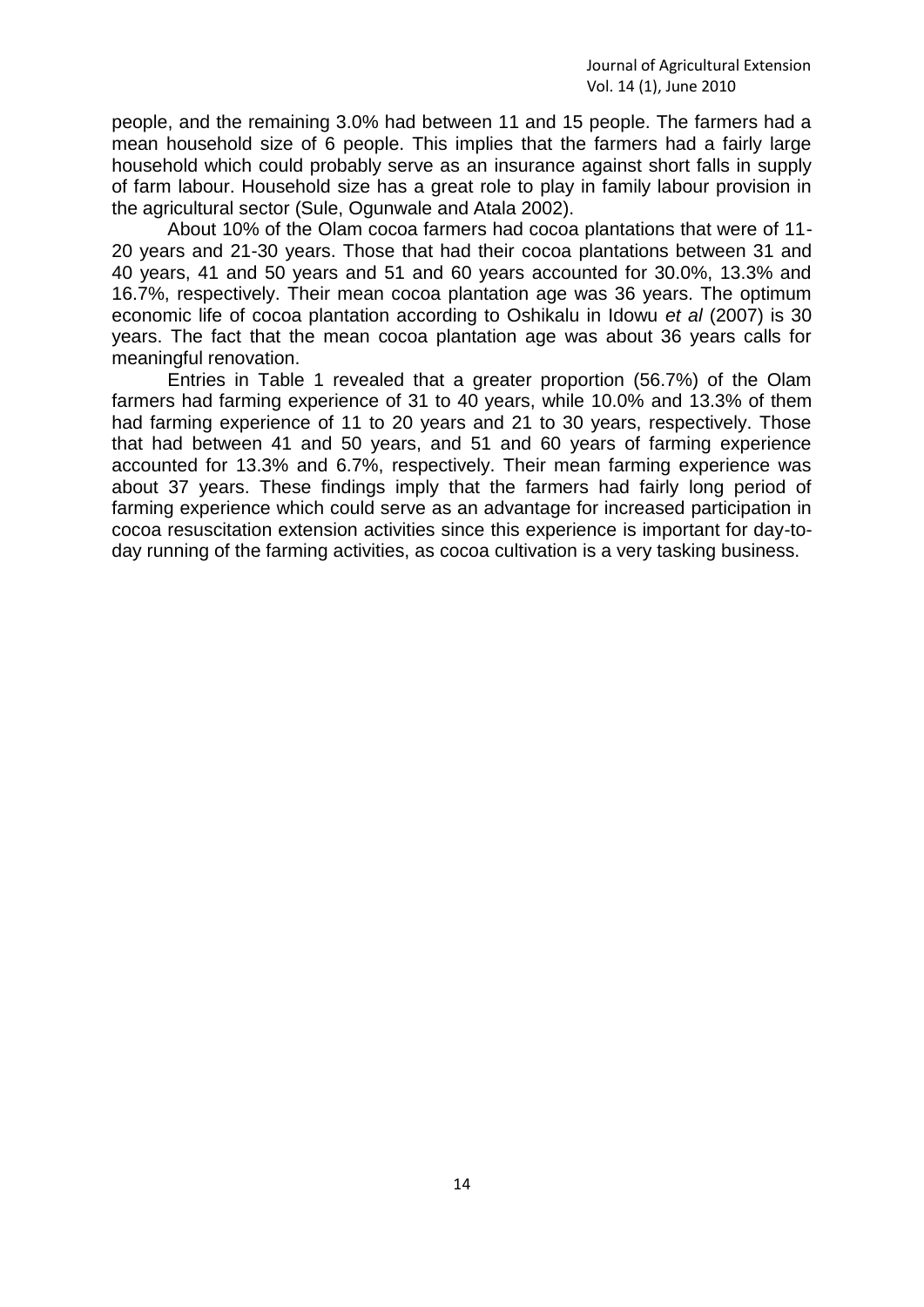people, and the remaining 3.0% had between 11 and 15 people. The farmers had a mean household size of 6 people. This implies that the farmers had a fairly large household which could probably serve as an insurance against short falls in supply of farm labour. Household size has a great role to play in family labour provision in the agricultural sector (Sule, Ogunwale and Atala 2002).

About 10% of the Olam cocoa farmers had cocoa plantations that were of 11-20 years and 21-30 years. Those that had their cocoa plantations between 31 and 40 years, 41 and 50 years and 51 and 60 years accounted for 30.0%, 13.3% and 16.7%, respectively. Their mean cocoa plantation age was 36 years. The optimum economic life of cocoa plantation according to Oshikalu in Idowu *et al* (2007) is 30 years. The fact that the mean cocoa plantation age was about 36 years calls for meaningful renovation.

Entries in Table 1 revealed that a greater proportion (56.7%) of the Olam farmers had farming experience of 31 to 40 years, while 10.0% and 13.3% of them had farming experience of 11 to 20 years and 21 to 30 years, respectively. Those that had between 41 and 50 years, and 51 and 60 years of farming experience accounted for 13.3% and 6.7%, respectively. Their mean farming experience was about 37 years. These findings imply that the farmers had fairly long period of farming experience which could serve as an advantage for increased participation in cocoa resuscitation extension activities since this experience is important for day-to-day running of the farming activities, as cocoa cultivation is a very tasking business.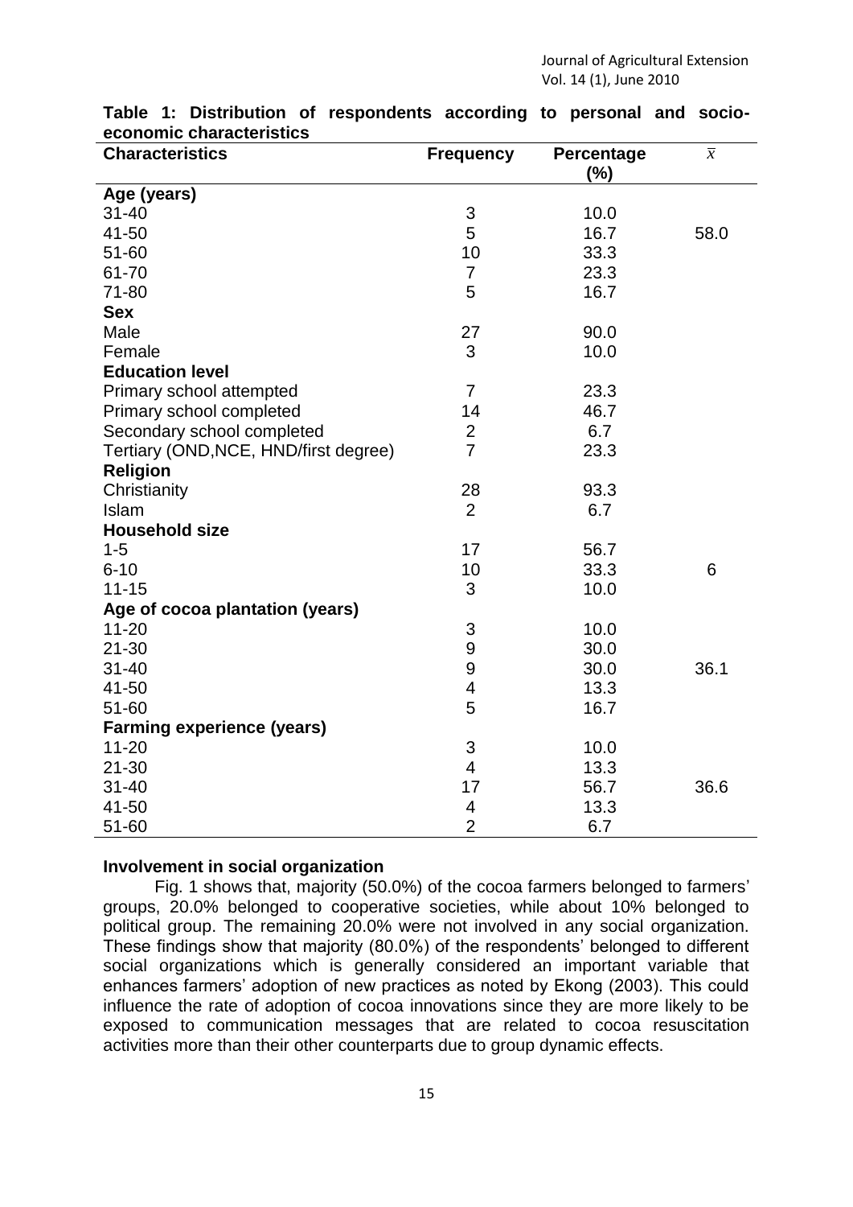**Table 1: Distribution of respondents according to personal and socio-economic characteristics**

| Characteristics | Frequency | Percentage (%) | $\bar{x}$ |
|---|---|---|---|
| **Age (years)** | | | |
| 31-40 | 3 | 10.0 | |
| 41-50 | 5 | 16.7 | 58.0 |
| 51-60 | 10 | 33.3 | |
| 61-70 | 7 | 23.3 | |
| 71-80 | 5 | 16.7 | |
| **Sex** | | | |
| Male | 27 | 90.0 | |
| Female | 3 | 10.0 | |
| **Education level** | | | |
| Primary school attempted | 7 | 23.3 | |
| Primary school completed | 14 | 46.7 | |
| Secondary school completed | 2 | 6.7 | |
| Tertiary (OND,NCE, HND/first degree) | 7 | 23.3 | |
| **Religion** | | | |
| Christianity | 28 | 93.3 | |
| Islam | 2 | 6.7 | |
| **Household size** | | | |
| 1-5 | 17 | 56.7 | |
| 6-10 | 10 | 33.3 | 6 |
| 11-15 | 3 | 10.0 | |
| **Age of cocoa plantation (years)** | | | |
| 11-20 | 3 | 10.0 | |
| 21-30 | 9 | 30.0 | |
| 31-40 | 9 | 30.0 | 36.1 |
| 41-50 | 4 | 13.3 | |
| 51-60 | 5 | 16.7 | |
| **Farming experience (years)** | | | |
| 11-20 | 3 | 10.0 | |
| 21-30 | 4 | 13.3 | |
| 31-40 | 17 | 56.7 | 36.6 |
| 41-50 | 4 | 13.3 | |
| 51-60 | 2 | 6.7 | |

**Involvement in social organization**

Fig. 1 shows that, majority (50.0%) of the cocoa farmers belonged to farmers' groups, 20.0% belonged to cooperative societies, while about 10% belonged to political group. The remaining 20.0% were not involved in any social organization. These findings show that majority (80.0%) of the respondents' belonged to different social organizations which is generally considered an important variable that enhances farmers' adoption of new practices as noted by Ekong (2003). This could influence the rate of adoption of cocoa innovations since they are more likely to be exposed to communication messages that are related to cocoa resuscitation activities more than their other counterparts due to group dynamic effects.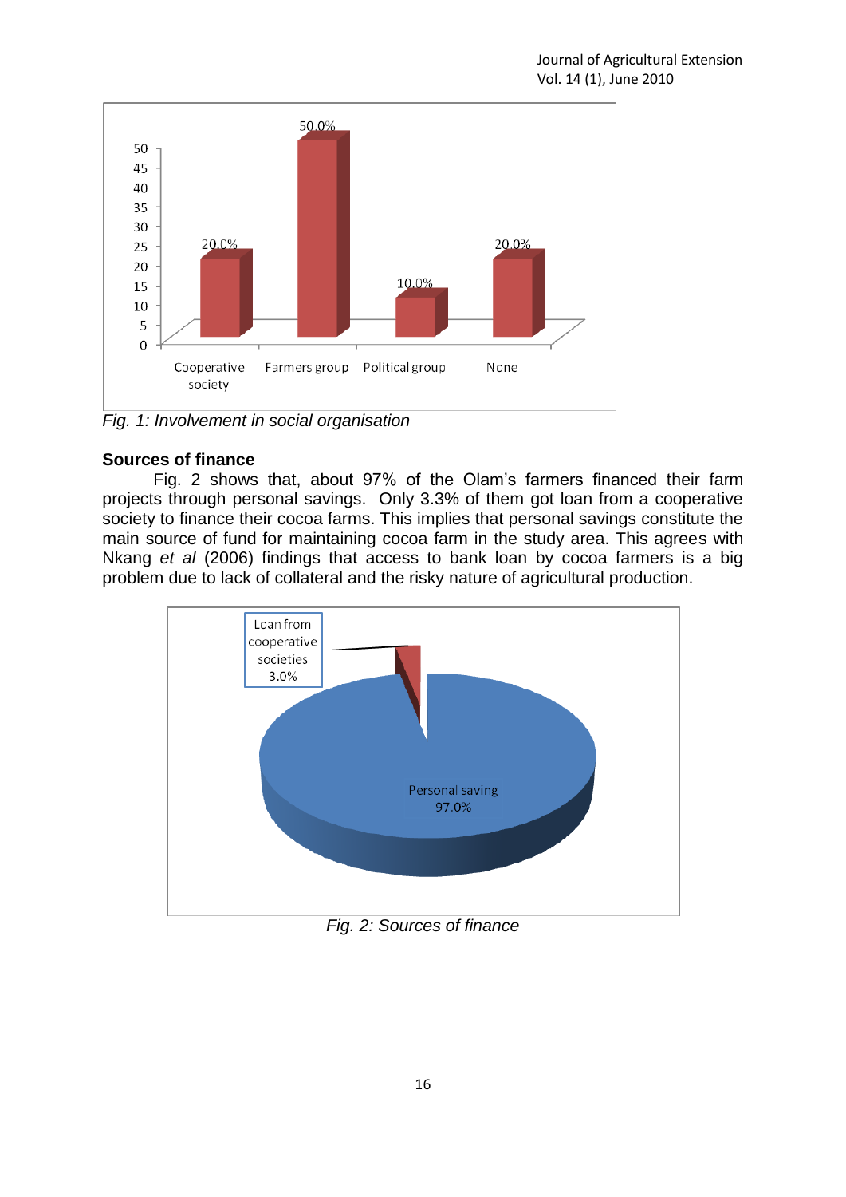*Fig. 1: Involvement in social organisation*

**Sources of finance**

Fig. 2 shows that, about 97% of the Olam's farmers financed their farm projects through personal savings. Only 3.3% of them got loan from a cooperative society to finance their cocoa farms. This implies that personal savings constitute the main source of fund for maintaining cocoa farm in the study area. This agrees with Nkang *et al* (2006) findings that access to bank loan by cocoa farmers is a big problem due to lack of collateral and the risky nature of agricultural production.

*Fig. 2: Sources of finance*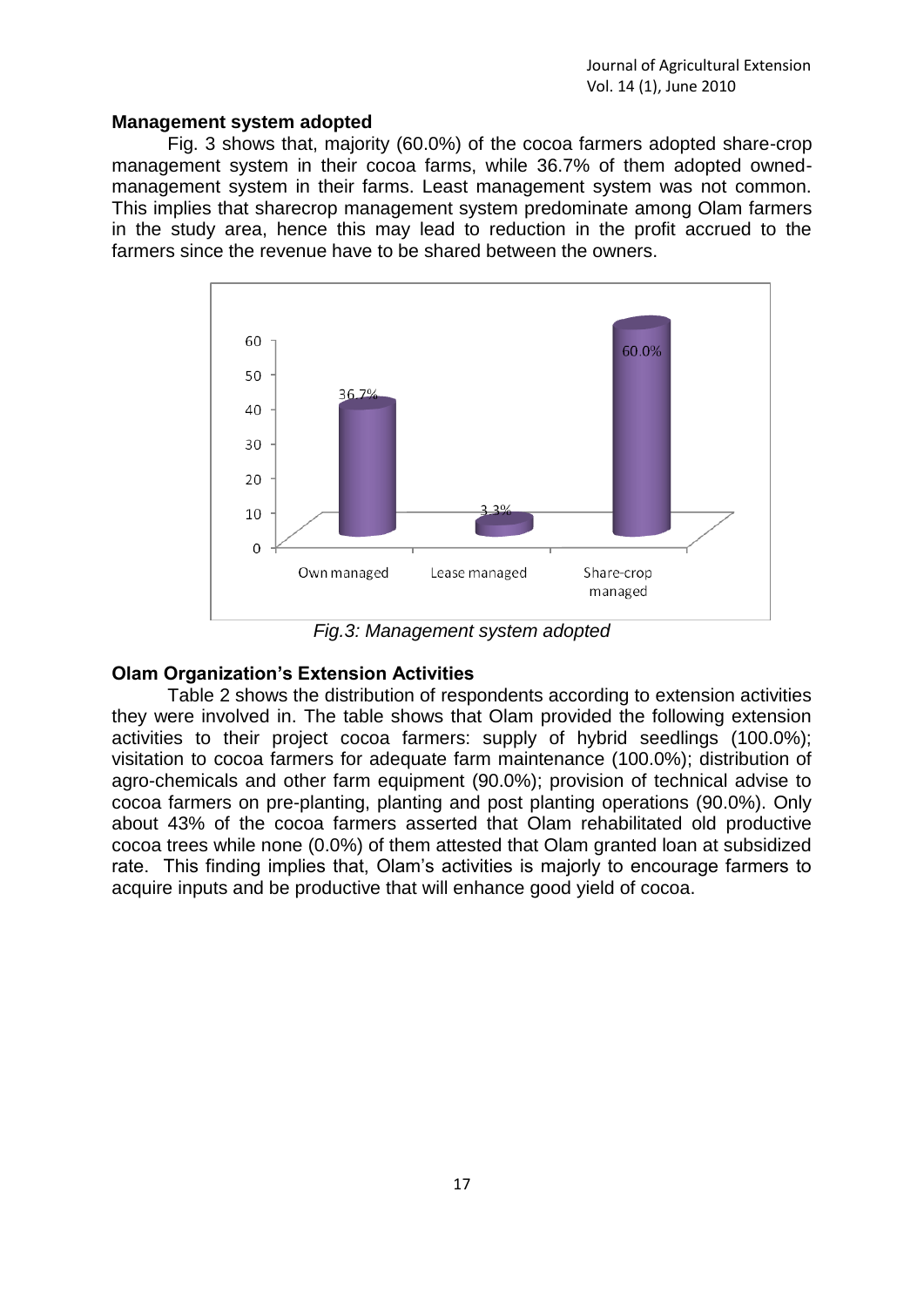### Management system adopted

Fig. 3 shows that, majority (60.0%) of the cocoa farmers adopted share-crop management system in their cocoa farms, while 36.7% of them adopted owned-management system in their farms. Least management system was not common. This implies that sharecrop management system predominate among Olam farmers in the study area, hence this may lead to reduction in the profit accrued to the farmers since the revenue have to be shared between the owners.

*Fig.3: Management system adopted*

### Olam Organization's Extension Activities

Table 2 shows the distribution of respondents according to extension activities they were involved in. The table shows that Olam provided the following extension activities to their project cocoa farmers: supply of hybrid seedlings (100.0%); visitation to cocoa farmers for adequate farm maintenance (100.0%); distribution of agro-chemicals and other farm equipment (90.0%); provision of technical advise to cocoa farmers on pre-planting, planting and post planting operations (90.0%). Only about 43% of the cocoa farmers asserted that Olam rehabilitated old productive cocoa trees while none (0.0%) of them attested that Olam granted loan at subsidized rate. This finding implies that, Olam's activities is majorly to encourage farmers to acquire inputs and be productive that will enhance good yield of cocoa.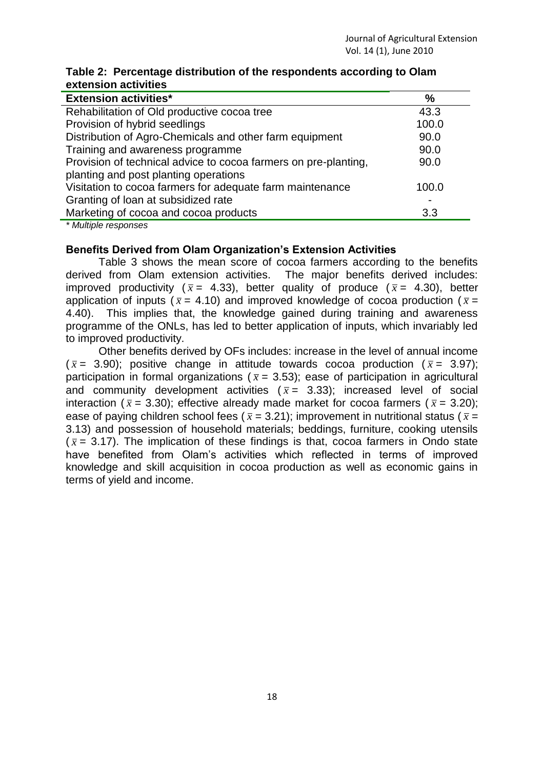**Table 2: Percentage distribution of the respondents according to Olam extension activities**

| Extension activities* | % |
|---|---|
| Rehabilitation of Old productive cocoa tree | 43.3 |
| Provision of hybrid seedlings | 100.0 |
| Distribution of Agro-Chemicals and other farm equipment | 90.0 |
| Training and awareness programme | 90.0 |
| Provision of technical advice to cocoa farmers on pre-planting, planting and post planting operations | 90.0 |
| Visitation to cocoa farmers for adequate farm maintenance | 100.0 |
| Granting of loan at subsidized rate | - |
| Marketing of cocoa and cocoa products | 3.3 |

*\* Multiple responses*

### Benefits Derived from Olam Organization's Extension Activities

Table 3 shows the mean score of cocoa farmers according to the benefits derived from Olam extension activities. The major benefits derived includes: improved productivity ($\bar{x}$ = 4.33), better quality of produce ($\bar{x}$ = 4.30), better application of inputs ($\bar{x}$ = 4.10) and improved knowledge of cocoa production ($\bar{x}$ = 4.40). This implies that, the knowledge gained during training and awareness programme of the ONLs, has led to better application of inputs, which invariably led to improved productivity.

Other benefits derived by OFs includes: increase in the level of annual income ($\bar{x}$ = 3.90); positive change in attitude towards cocoa production ($\bar{x}$ = 3.97); participation in formal organizations ($\bar{x}$ = 3.53); ease of participation in agricultural and community development activities ($\bar{x}$ = 3.33); increased level of social interaction ($\bar{x}$ = 3.30); effective already made market for cocoa farmers ($\bar{x}$ = 3.20); ease of paying children school fees ($\bar{x}$ = 3.21); improvement in nutritional status ($\bar{x}$ = 3.13) and possession of household materials; beddings, furniture, cooking utensils ($\bar{x}$ = 3.17). The implication of these findings is that, cocoa farmers in Ondo state have benefited from Olam's activities which reflected in terms of improved knowledge and skill acquisition in cocoa production as well as economic gains in terms of yield and income.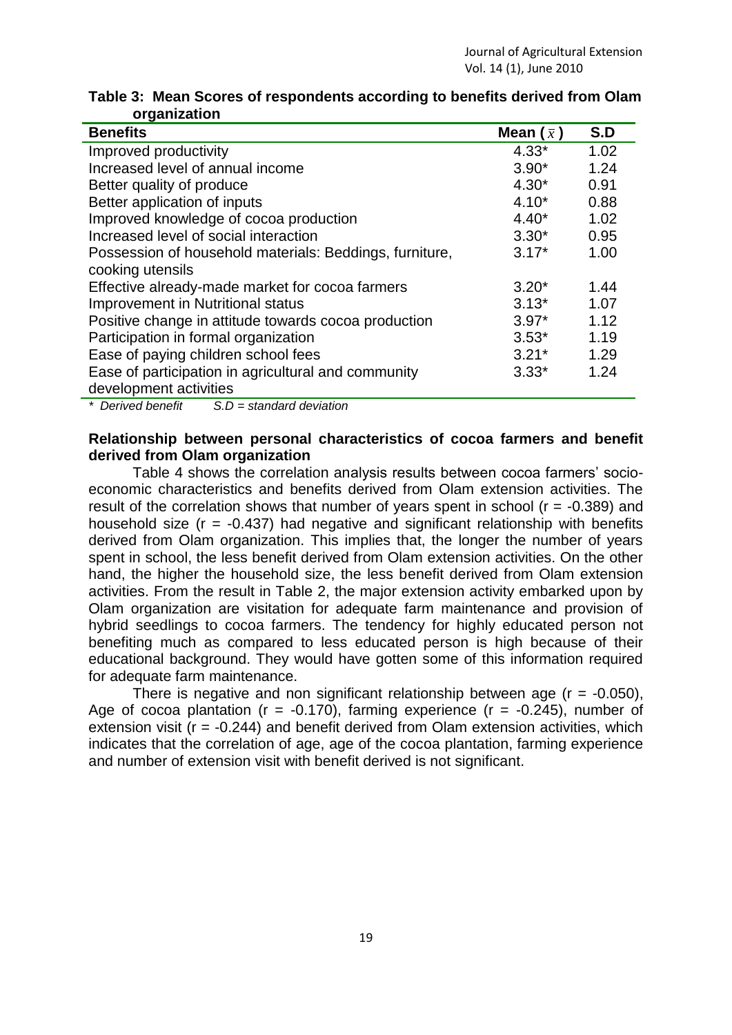**Table 3: Mean Scores of respondents according to benefits derived from Olam organization**

| Benefits | Mean ( $\bar{x}$ ) | S.D |
|---|---|---|
| Improved productivity | 4.33* | 1.02 |
| Increased level of annual income | 3.90* | 1.24 |
| Better quality of produce | 4.30* | 0.91 |
| Better application of inputs | 4.10* | 0.88 |
| Improved knowledge of cocoa production | 4.40* | 1.02 |
| Increased level of social interaction | 3.30* | 0.95 |
| Possession of household materials: Beddings, furniture, cooking utensils | 3.17* | 1.00 |
| Effective already-made market for cocoa farmers | 3.20* | 1.44 |
| Improvement in Nutritional status | 3.13* | 1.07 |
| Positive change in attitude towards cocoa production | 3.97* | 1.12 |
| Participation in formal organization | 3.53* | 1.19 |
| Ease of paying children school fees | 3.21* | 1.29 |
| Ease of participation in agricultural and community development activities | 3.33* | 1.24 |

*\* Derived benefit S.D = standard deviation*

**Relationship between personal characteristics of cocoa farmers and benefit derived from Olam organization**

Table 4 shows the correlation analysis results between cocoa farmers' socio-economic characteristics and benefits derived from Olam extension activities. The result of the correlation shows that number of years spent in school (r = -0.389) and household size (r = -0.437) had negative and significant relationship with benefits derived from Olam organization. This implies that, the longer the number of years spent in school, the less benefit derived from Olam extension activities. On the other hand, the higher the household size, the less benefit derived from Olam extension activities. From the result in Table 2, the major extension activity embarked upon by Olam organization are visitation for adequate farm maintenance and provision of hybrid seedlings to cocoa farmers. The tendency for highly educated person not benefiting much as compared to less educated person is high because of their educational background. They would have gotten some of this information required for adequate farm maintenance.

There is negative and non significant relationship between age (r = -0.050), Age of cocoa plantation (r = -0.170), farming experience (r = -0.245), number of extension visit (r = -0.244) and benefit derived from Olam extension activities, which indicates that the correlation of age, age of the cocoa plantation, farming experience and number of extension visit with benefit derived is not significant.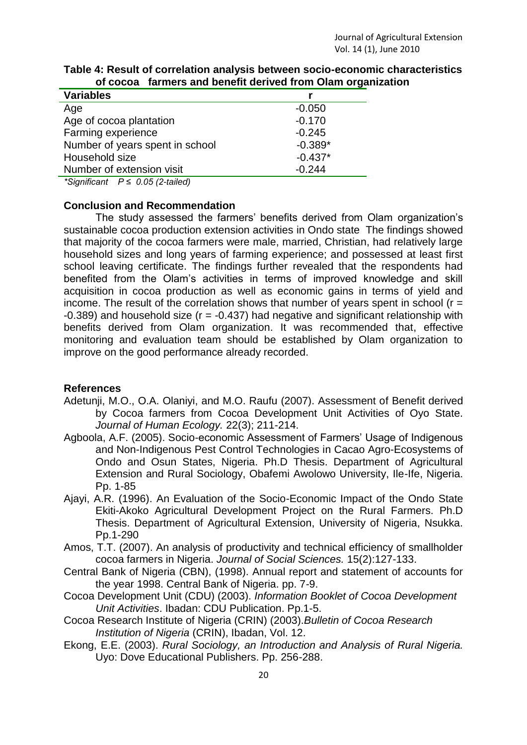**Table 4: Result of correlation analysis between socio-economic characteristics of cocoa farmers and benefit derived from Olam organization**

| Variables | r |
|---|---|
| Age | -0.050 |
| Age of cocoa plantation | -0.170 |
| Farming experience | -0.245 |
| Number of years spent in school | -0.389* |
| Household size | -0.437* |
| Number of extension visit | -0.244 |

*\*Significant  P ≤ 0.05 (2-tailed)*

## Conclusion and Recommendation

The study assessed the farmers' benefits derived from Olam organization's sustainable cocoa production extension activities in Ondo state The findings showed that majority of the cocoa farmers were male, married, Christian, had relatively large household sizes and long years of farming experience; and possessed at least first school leaving certificate. The findings further revealed that the respondents had benefited from the Olam's activities in terms of improved knowledge and skill acquisition in cocoa production as well as economic gains in terms of yield and income. The result of the correlation shows that number of years spent in school ($r = -0.389$) and household size ($r = -0.437$) had negative and significant relationship with benefits derived from Olam organization. It was recommended that, effective monitoring and evaluation team should be established by Olam organization to improve on the good performance already recorded.

## References

Adetunji, M.O., O.A. Olaniyi, and M.O. Raufu (2007). Assessment of Benefit derived by Cocoa farmers from Cocoa Development Unit Activities of Oyo State. *Journal of Human Ecology.* 22(3); 211-214.

Agboola, A.F. (2005). Socio-economic Assessment of Farmers' Usage of Indigenous and Non-Indigenous Pest Control Technologies in Cacao Agro-Ecosystems of Ondo and Osun States, Nigeria. Ph.D Thesis. Department of Agricultural Extension and Rural Sociology, Obafemi Awolowo University, Ile-Ife, Nigeria. Pp. 1-85

Ajayi, A.R. (1996). An Evaluation of the Socio-Economic Impact of the Ondo State Ekiti-Akoko Agricultural Development Project on the Rural Farmers. Ph.D Thesis. Department of Agricultural Extension, University of Nigeria, Nsukka. Pp.1-290

Amos, T.T. (2007). An analysis of productivity and technical efficiency of smallholder cocoa farmers in Nigeria. *Journal of Social Sciences.* 15(2):127-133.

Central Bank of Nigeria (CBN), (1998). Annual report and statement of accounts for the year 1998. Central Bank of Nigeria. pp. 7-9.

Cocoa Development Unit (CDU) (2003). *Information Booklet of Cocoa Development Unit Activities*. Ibadan: CDU Publication. Pp.1-5.

Cocoa Research Institute of Nigeria (CRIN) (2003).*Bulletin of Cocoa Research Institution of Nigeria* (CRIN), Ibadan, Vol. 12.

Ekong, E.E. (2003). *Rural Sociology, an Introduction and Analysis of Rural Nigeria.* Uyo: Dove Educational Publishers. Pp. 256-288.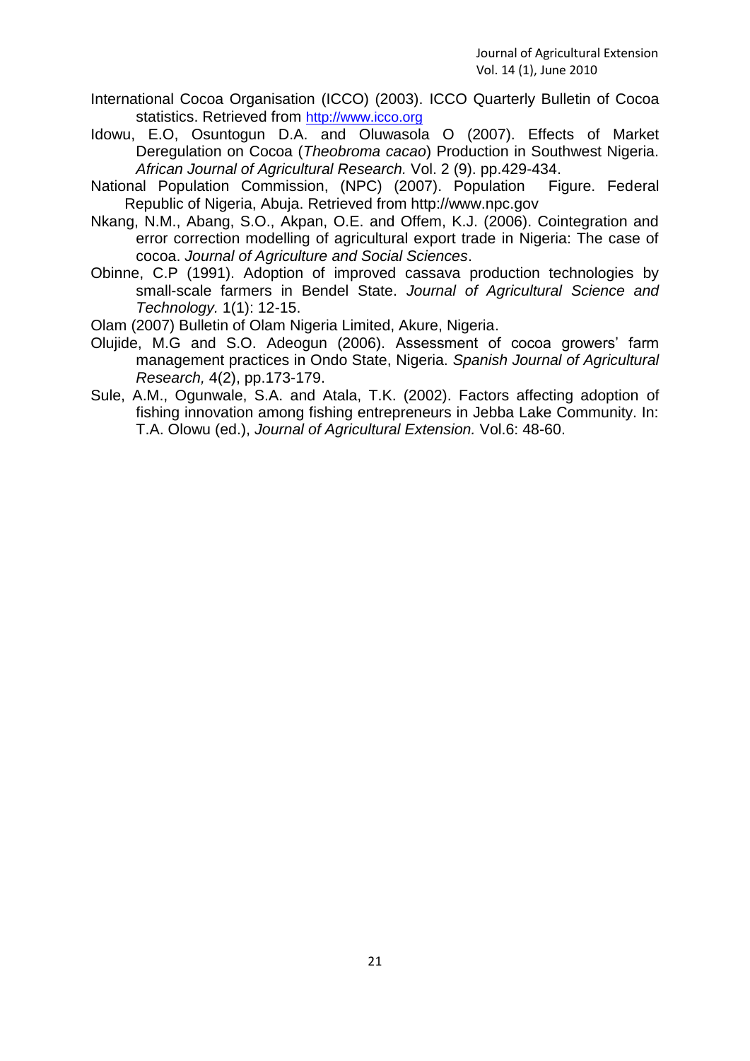International Cocoa Organisation (ICCO) (2003). ICCO Quarterly Bulletin of Cocoa statistics. Retrieved from http://www.icco.org

Idowu, E.O, Osuntogun D.A. and Oluwasola O (2007). Effects of Market Deregulation on Cocoa (*Theobroma cacao*) Production in Southwest Nigeria. *African Journal of Agricultural Research.* Vol. 2 (9). pp.429-434.

National Population Commission, (NPC) (2007). Population Figure. Federal Republic of Nigeria, Abuja. Retrieved from http://www.npc.gov

Nkang, N.M., Abang, S.O., Akpan, O.E. and Offem, K.J. (2006). Cointegration and error correction modelling of agricultural export trade in Nigeria: The case of cocoa. *Journal of Agriculture and Social Sciences*.

Obinne, C.P (1991). Adoption of improved cassava production technologies by small-scale farmers in Bendel State. *Journal of Agricultural Science and Technology.* 1(1): 12-15.

Olam (2007) Bulletin of Olam Nigeria Limited, Akure, Nigeria.

Olujide, M.G and S.O. Adeogun (2006). Assessment of cocoa growers' farm management practices in Ondo State, Nigeria. *Spanish Journal of Agricultural Research,* 4(2), pp.173-179.

Sule, A.M., Ogunwale, S.A. and Atala, T.K. (2002). Factors affecting adoption of fishing innovation among fishing entrepreneurs in Jebba Lake Community. In: T.A. Olowu (ed.), *Journal of Agricultural Extension.* Vol.6: 48-60.